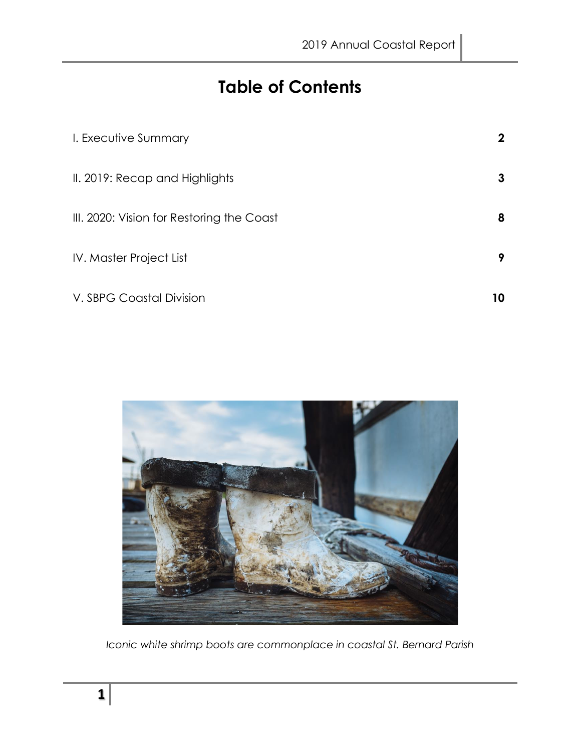# Table of Contents

| | |
|---|---|
| I. Executive Summary | **2** |
| II. 2019: Recap and Highlights | **3** |
| III. 2020: Vision for Restoring the Coast | **8** |
| IV. Master Project List | **9** |
| V. SBPG Coastal Division | **10** |

*Iconic white shrimp boots are commonplace in coastal St. Bernard Parish*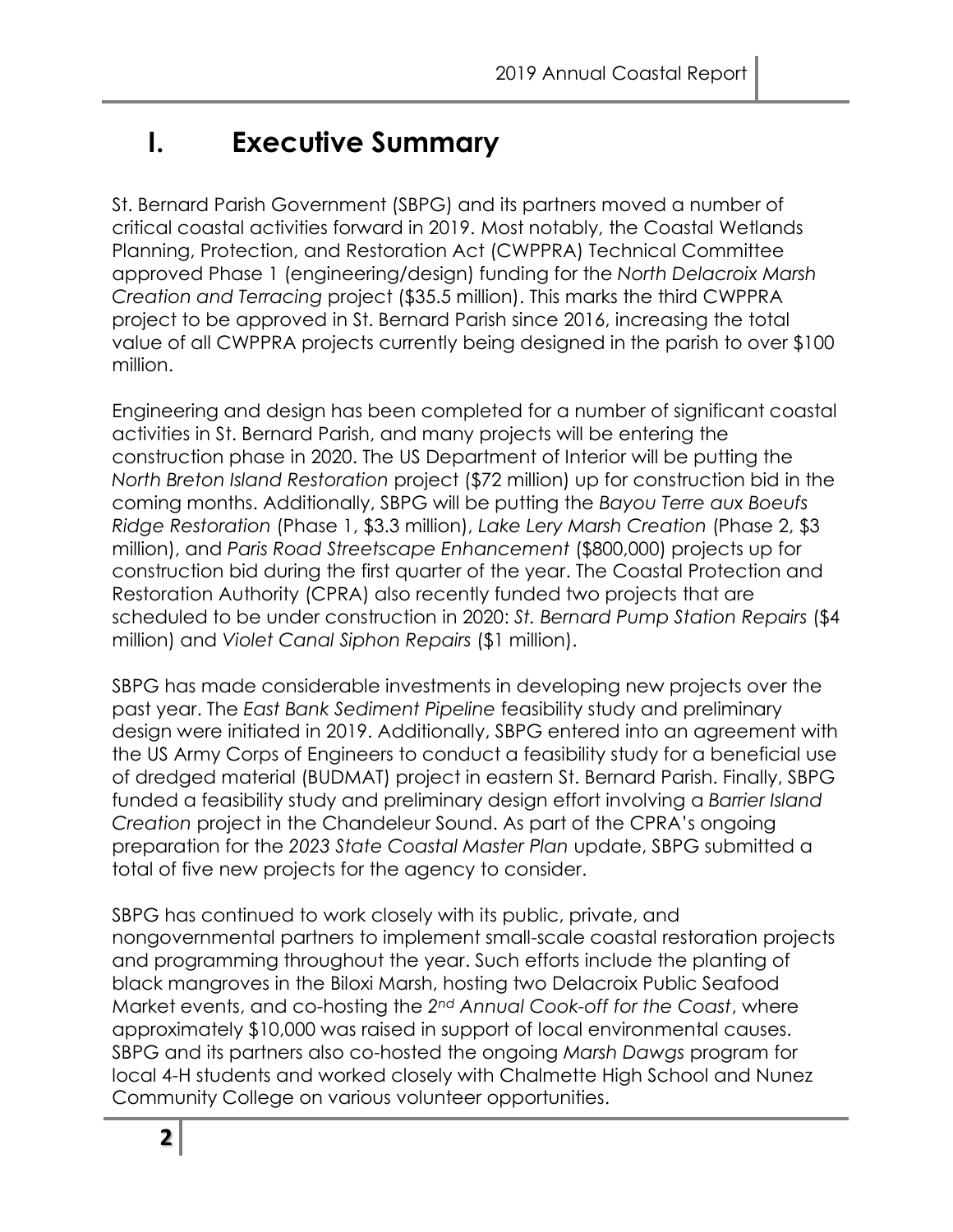# I. Executive Summary

St. Bernard Parish Government (SBPG) and its partners moved a number of critical coastal activities forward in 2019. Most notably, the Coastal Wetlands Planning, Protection, and Restoration Act (CWPPRA) Technical Committee approved Phase 1 (engineering/design) funding for the *North Delacroix Marsh Creation and Terracing* project ($35.5 million). This marks the third CWPPRA project to be approved in St. Bernard Parish since 2016, increasing the total value of all CWPPRA projects currently being designed in the parish to over $100 million.

Engineering and design has been completed for a number of significant coastal activities in St. Bernard Parish, and many projects will be entering the construction phase in 2020. The US Department of Interior will be putting the *North Breton Island Restoration* project ($72 million) up for construction bid in the coming months. Additionally, SBPG will be putting the *Bayou Terre aux Boeufs Ridge Restoration* (Phase 1, $3.3 million), *Lake Lery Marsh Creation* (Phase 2, $3 million), and *Paris Road Streetscape Enhancement* ($800,000) projects up for construction bid during the first quarter of the year. The Coastal Protection and Restoration Authority (CPRA) also recently funded two projects that are scheduled to be under construction in 2020: *St. Bernard Pump Station Repairs* ($4 million) and *Violet Canal Siphon Repairs* ($1 million).

SBPG has made considerable investments in developing new projects over the past year. The *East Bank Sediment Pipeline* feasibility study and preliminary design were initiated in 2019. Additionally, SBPG entered into an agreement with the US Army Corps of Engineers to conduct a feasibility study for a beneficial use of dredged material (BUDMAT) project in eastern St. Bernard Parish. Finally, SBPG funded a feasibility study and preliminary design effort involving a *Barrier Island Creation* project in the Chandeleur Sound. As part of the CPRA's ongoing preparation for the *2023 State Coastal Master Plan* update, SBPG submitted a total of five new projects for the agency to consider.

SBPG has continued to work closely with its public, private, and nongovernmental partners to implement small-scale coastal restoration projects and programming throughout the year. Such efforts include the planting of black mangroves in the Biloxi Marsh, hosting two Delacroix Public Seafood Market events, and co-hosting the *2nd Annual Cook-off for the Coast*, where approximately $10,000 was raised in support of local environmental causes. SBPG and its partners also co-hosted the ongoing *Marsh Dawgs* program for local 4-H students and worked closely with Chalmette High School and Nunez Community College on various volunteer opportunities.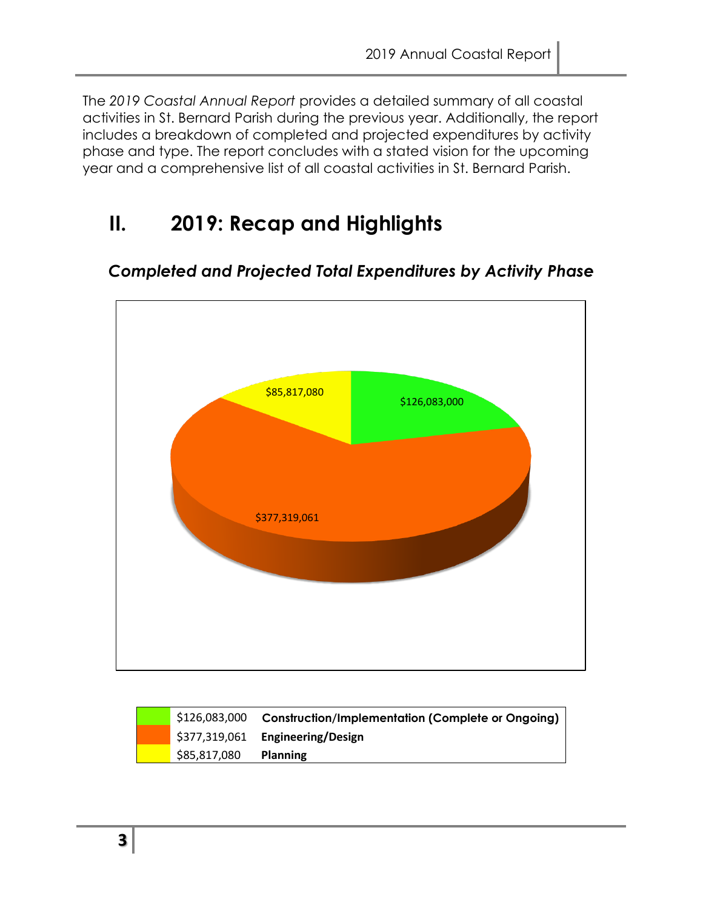The *2019 Coastal Annual Report* provides a detailed summary of all coastal activities in St. Bernard Parish during the previous year. Additionally, the report includes a breakdown of completed and projected expenditures by activity phase and type. The report concludes with a stated vision for the upcoming year and a comprehensive list of all coastal activities in St. Bernard Parish.

# II. 2019: Recap and Highlights

### *Completed and Projected Total Expenditures by Activity Phase*

| Amount | Activity Phase |
|---|---|
| $126,083,000 | **Construction/Implementation (Complete or Ongoing)** |
| $377,319,061 | **Engineering/Design** |
| $85,817,080 | **Planning** |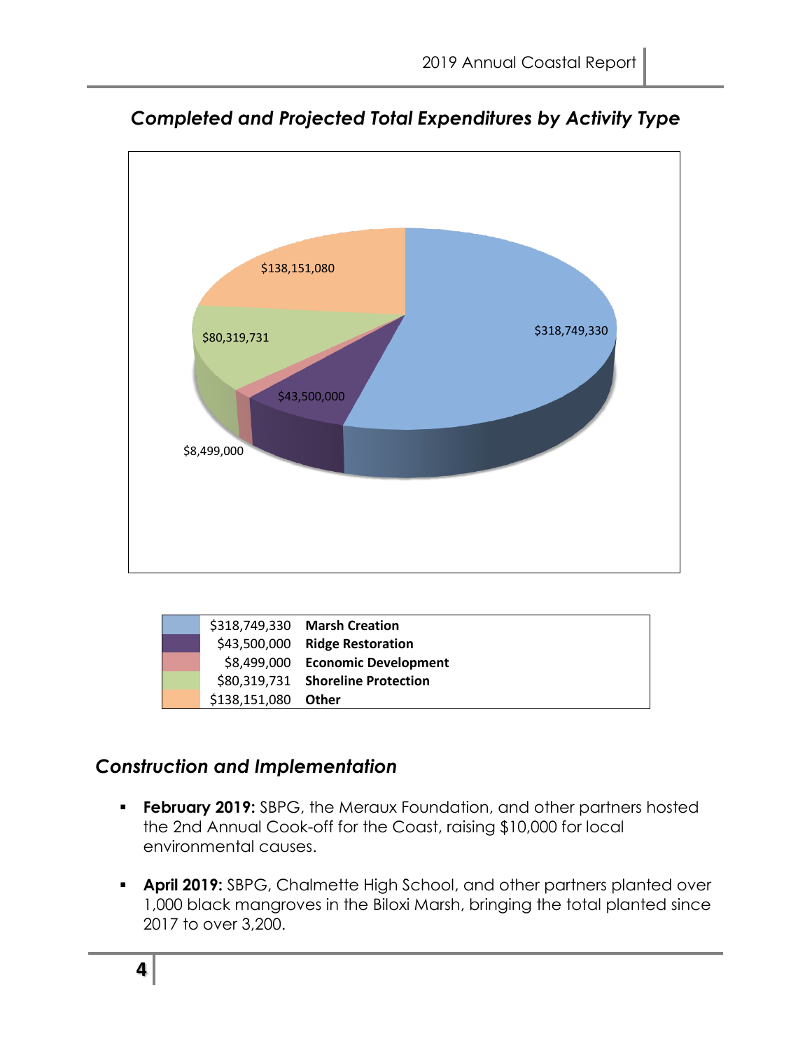## *Completed and Projected Total Expenditures by Activity Type*

| | Amount | Activity Type |
|---|---|---|
| | $318,749,330 | **Marsh Creation** |
| | $43,500,000 | **Ridge Restoration** |
| | $8,499,000 | **Economic Development** |
| | $80,319,731 | **Shoreline Protection** |
| | $138,151,080 | **Other** |

## *Construction and Implementation*

- **February 2019:** SBPG, the Meraux Foundation, and other partners hosted the 2nd Annual Cook-off for the Coast, raising $10,000 for local environmental causes.

- **April 2019:** SBPG, Chalmette High School, and other partners planted over 1,000 black mangroves in the Biloxi Marsh, bringing the total planted since 2017 to over 3,200.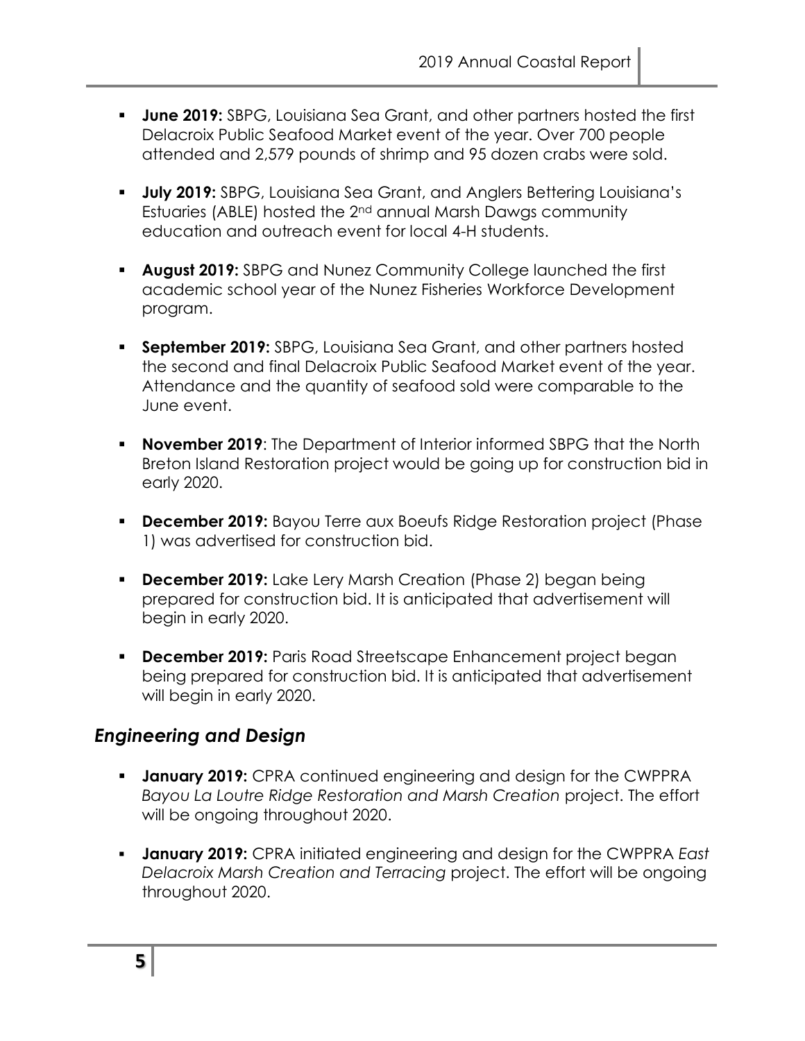- **June 2019:** SBPG, Louisiana Sea Grant, and other partners hosted the first Delacroix Public Seafood Market event of the year. Over 700 people attended and 2,579 pounds of shrimp and 95 dozen crabs were sold.

- **July 2019:** SBPG, Louisiana Sea Grant, and Anglers Bettering Louisiana's Estuaries (ABLE) hosted the 2nd annual Marsh Dawgs community education and outreach event for local 4-H students.

- **August 2019:** SBPG and Nunez Community College launched the first academic school year of the Nunez Fisheries Workforce Development program.

- **September 2019:** SBPG, Louisiana Sea Grant, and other partners hosted the second and final Delacroix Public Seafood Market event of the year. Attendance and the quantity of seafood sold were comparable to the June event.

- **November 2019**: The Department of Interior informed SBPG that the North Breton Island Restoration project would be going up for construction bid in early 2020.

- **December 2019:** Bayou Terre aux Boeufs Ridge Restoration project (Phase 1) was advertised for construction bid.

- **December 2019:** Lake Lery Marsh Creation (Phase 2) began being prepared for construction bid. It is anticipated that advertisement will begin in early 2020.

- **December 2019:** Paris Road Streetscape Enhancement project began being prepared for construction bid. It is anticipated that advertisement will begin in early 2020.

### *Engineering and Design*

- **January 2019:** CPRA continued engineering and design for the CWPPRA *Bayou La Loutre Ridge Restoration and Marsh Creation* project. The effort will be ongoing throughout 2020.

- **January 2019:** CPRA initiated engineering and design for the CWPPRA *East Delacroix Marsh Creation and Terracing* project. The effort will be ongoing throughout 2020.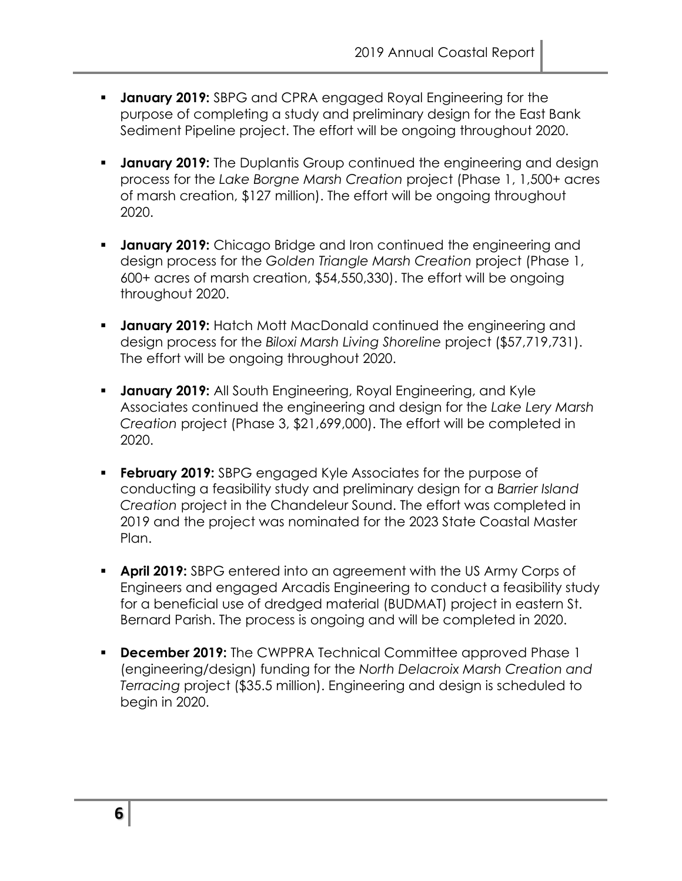- **January 2019:** SBPG and CPRA engaged Royal Engineering for the purpose of completing a study and preliminary design for the East Bank Sediment Pipeline project. The effort will be ongoing throughout 2020.
- **January 2019:** The Duplantis Group continued the engineering and design process for the *Lake Borgne Marsh Creation* project (Phase 1, 1,500+ acres of marsh creation, $127 million). The effort will be ongoing throughout 2020.
- **January 2019:** Chicago Bridge and Iron continued the engineering and design process for the *Golden Triangle Marsh Creation* project (Phase 1, 600+ acres of marsh creation, $54,550,330). The effort will be ongoing throughout 2020.
- **January 2019:** Hatch Mott MacDonald continued the engineering and design process for the *Biloxi Marsh Living Shoreline* project ($57,719,731). The effort will be ongoing throughout 2020.
- **January 2019:** All South Engineering, Royal Engineering, and Kyle Associates continued the engineering and design for the *Lake Lery Marsh Creation* project (Phase 3, $21,699,000). The effort will be completed in 2020.
- **February 2019:** SBPG engaged Kyle Associates for the purpose of conducting a feasibility study and preliminary design for a *Barrier Island Creation* project in the Chandeleur Sound. The effort was completed in 2019 and the project was nominated for the 2023 State Coastal Master Plan.
- **April 2019:** SBPG entered into an agreement with the US Army Corps of Engineers and engaged Arcadis Engineering to conduct a feasibility study for a beneficial use of dredged material (BUDMAT) project in eastern St. Bernard Parish. The process is ongoing and will be completed in 2020.
- **December 2019:** The CWPPRA Technical Committee approved Phase 1 (engineering/design) funding for the *North Delacroix Marsh Creation and Terracing* project ($35.5 million). Engineering and design is scheduled to begin in 2020.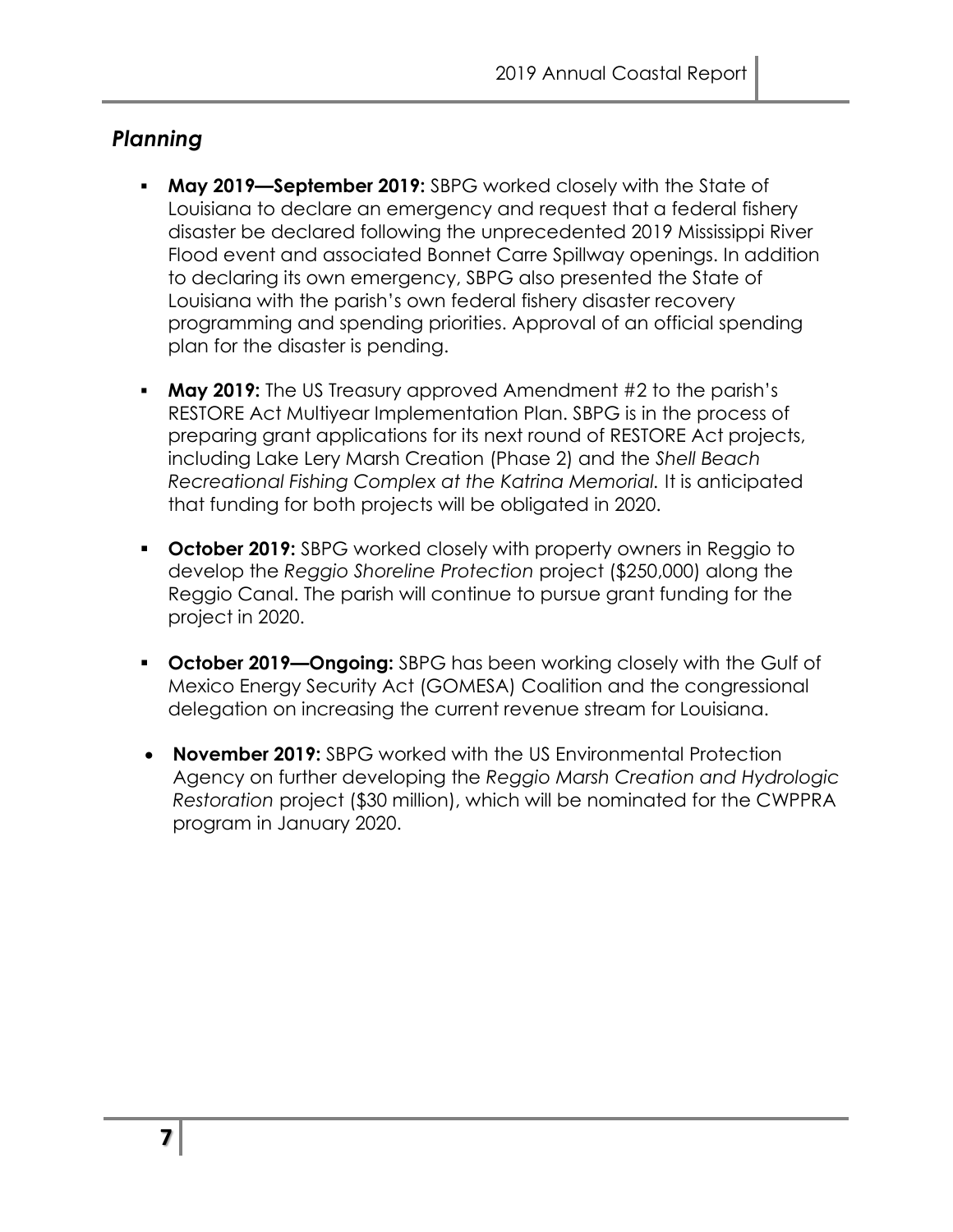## *Planning*

- **May 2019—September 2019:** SBPG worked closely with the State of Louisiana to declare an emergency and request that a federal fishery disaster be declared following the unprecedented 2019 Mississippi River Flood event and associated Bonnet Carre Spillway openings. In addition to declaring its own emergency, SBPG also presented the State of Louisiana with the parish's own federal fishery disaster recovery programming and spending priorities. Approval of an official spending plan for the disaster is pending.
- **May 2019:** The US Treasury approved Amendment #2 to the parish's RESTORE Act Multiyear Implementation Plan. SBPG is in the process of preparing grant applications for its next round of RESTORE Act projects, including Lake Lery Marsh Creation (Phase 2) and the *Shell Beach Recreational Fishing Complex at the Katrina Memorial.* It is anticipated that funding for both projects will be obligated in 2020.
- **October 2019:** SBPG worked closely with property owners in Reggio to develop the *Reggio Shoreline Protection* project ($250,000) along the Reggio Canal. The parish will continue to pursue grant funding for the project in 2020.
- **October 2019—Ongoing:** SBPG has been working closely with the Gulf of Mexico Energy Security Act (GOMESA) Coalition and the congressional delegation on increasing the current revenue stream for Louisiana.
- **November 2019:** SBPG worked with the US Environmental Protection Agency on further developing the *Reggio Marsh Creation and Hydrologic Restoration* project ($30 million), which will be nominated for the CWPPRA program in January 2020.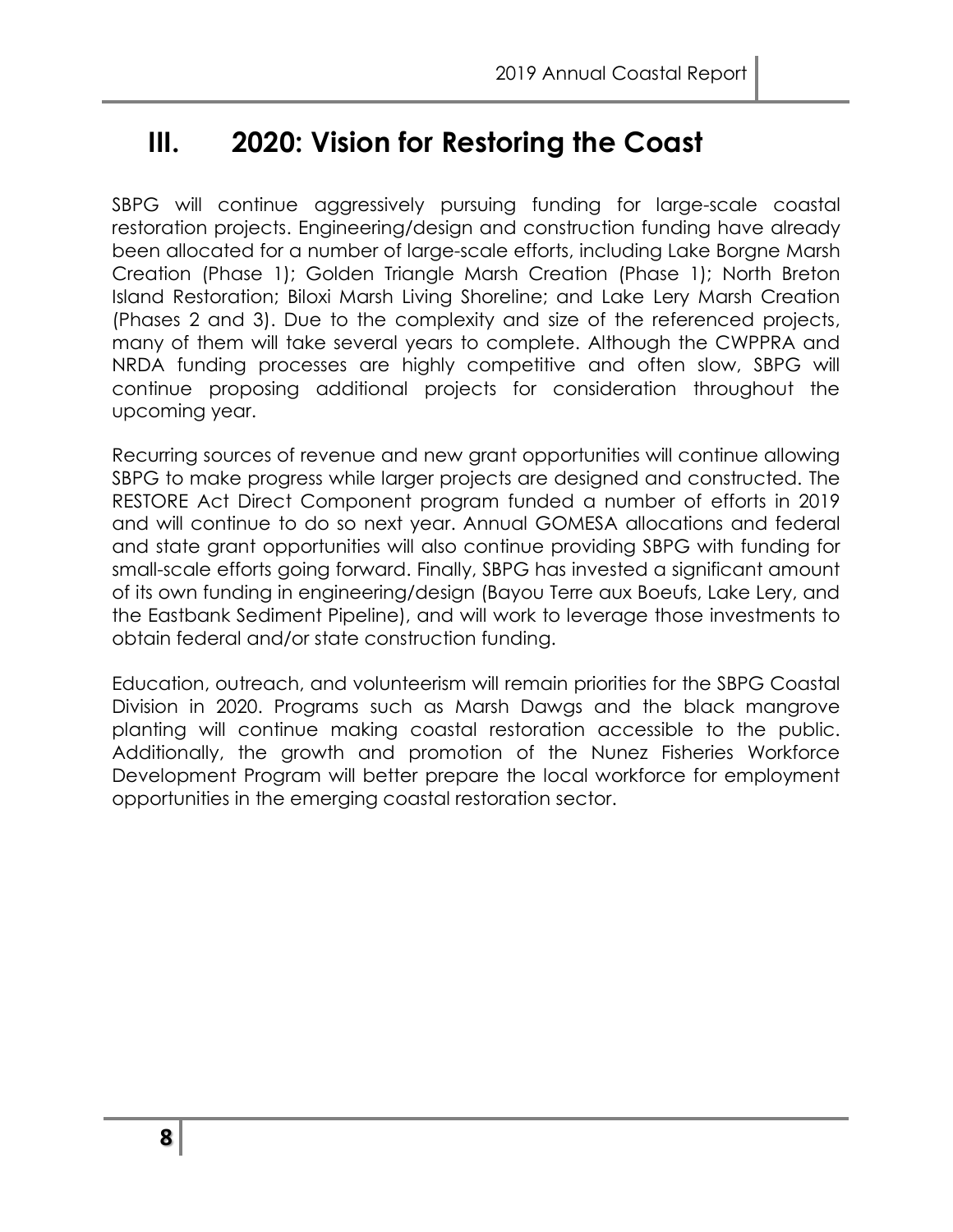# III. 2020: Vision for Restoring the Coast

SBPG will continue aggressively pursuing funding for large-scale coastal restoration projects. Engineering/design and construction funding have already been allocated for a number of large-scale efforts, including Lake Borgne Marsh Creation (Phase 1); Golden Triangle Marsh Creation (Phase 1); North Breton Island Restoration; Biloxi Marsh Living Shoreline; and Lake Lery Marsh Creation (Phases 2 and 3). Due to the complexity and size of the referenced projects, many of them will take several years to complete. Although the CWPPRA and NRDA funding processes are highly competitive and often slow, SBPG will continue proposing additional projects for consideration throughout the upcoming year.

Recurring sources of revenue and new grant opportunities will continue allowing SBPG to make progress while larger projects are designed and constructed. The RESTORE Act Direct Component program funded a number of efforts in 2019 and will continue to do so next year. Annual GOMESA allocations and federal and state grant opportunities will also continue providing SBPG with funding for small-scale efforts going forward. Finally, SBPG has invested a significant amount of its own funding in engineering/design (Bayou Terre aux Boeufs, Lake Lery, and the Eastbank Sediment Pipeline), and will work to leverage those investments to obtain federal and/or state construction funding.

Education, outreach, and volunteerism will remain priorities for the SBPG Coastal Division in 2020. Programs such as Marsh Dawgs and the black mangrove planting will continue making coastal restoration accessible to the public. Additionally, the growth and promotion of the Nunez Fisheries Workforce Development Program will better prepare the local workforce for employment opportunities in the emerging coastal restoration sector.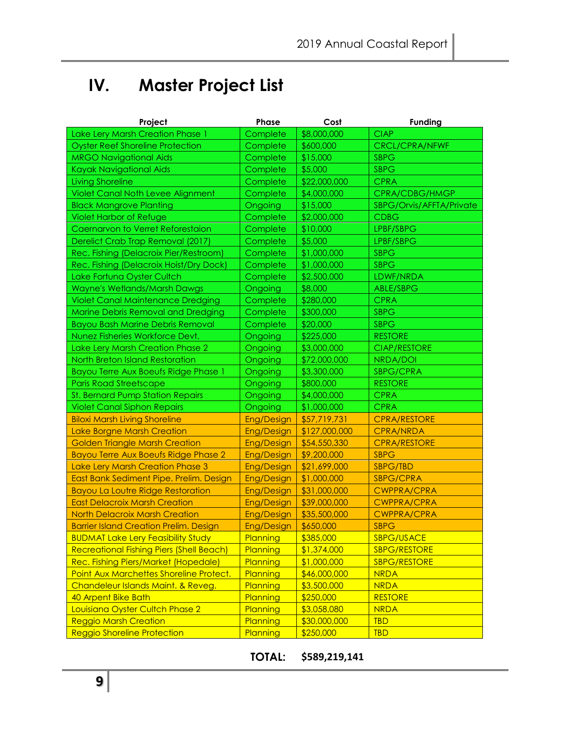# IV. Master Project List

| Project | Phase | Cost | Funding |
|---|---|---|---|
| Lake Lery Marsh Creation Phase 1 | Complete | $8,000,000 | CIAP |
| Oyster Reef Shoreline Protection | Complete | $600,000 | CRCL/CPRA/NFWF |
| MRGO Navigational Aids | Complete | $15,000 | SBPG |
| Kayak Navigational Aids | Complete | $5,000 | SBPG |
| Living Shoreline | Complete | $22,000,000 | CPRA |
| Violet Canal Noth Levee Alignment | Complete | $4,000,000 | CPRA/CDBG/HMGP |
| Black Mangrove Planting | Ongoing | $15,000 | SBPG/Orvis/AFFTA/Private |
| Violet Harbor of Refuge | Complete | $2,000,000 | CDBG |
| Caernarvon to Verret Reforestaion | Complete | $10,000 | LPBF/SBPG |
| Derelict Crab Trap Removal (2017) | Complete | $5,000 | LPBF/SBPG |
| Rec. Fishing (Delacroix Pier/Restroom) | Complete | $1,000,000 | SBPG |
| Rec. Fishing (Delacroix Hoist/Dry Dock) | Complete | $1,000,000 | SBPG |
| Lake Fortuna Oyster Cultch | Complete | $2,500,000 | LDWF/NRDA |
| Wayne's Wetlands/Marsh Dawgs | Ongoing | $8,000 | ABLE/SBPG |
| Violet Canal Maintenance Dredging | Complete | $280,000 | CPRA |
| Marine Debris Removal and Dredging | Complete | $300,000 | SBPG |
| Bayou Bash Marine Debris Removal | Complete | $20,000 | SBPG |
| Nunez Fisheries Workforce Devt. | Ongoing | $225,000 | RESTORE |
| Lake Lery Marsh Creation Phase 2 | Ongoing | $3,000,000 | CIAP/RESTORE |
| North Breton Island Restoration | Ongoing | $72,000,000 | NRDA/DOI |
| Bayou Terre Aux Boeufs Ridge Phase 1 | Ongoing | $3,300,000 | SBPG/CPRA |
| Paris Road Streetscape | Ongoing | $800,000 | RESTORE |
| St. Bernard Pump Station Repairs | Ongoing | $4,000,000 | CPRA |
| Violet Canal Siphon Repairs | Ongoing | $1,000,000 | CPRA |
| Biloxi Marsh Living Shoreline | Eng/Design | $57,719,731 | CPRA/RESTORE |
| Lake Borgne Marsh Creation | Eng/Design | $127,000,000 | CPRA/NRDA |
| Golden Triangle Marsh Creation | Eng/Design | $54,550,330 | CPRA/RESTORE |
| Bayou Terre Aux Boeufs Ridge Phase 2 | Eng/Design | $9,200,000 | SBPG |
| Lake Lery Marsh Creation Phase 3 | Eng/Design | $21,699,000 | SBPG/TBD |
| East Bank Sediment Pipe. Prelim. Design | Eng/Design | $1,000,000 | SBPG/CPRA |
| Bayou La Loutre Ridge Restoration | Eng/Design | $31,000,000 | CWPPRA/CPRA |
| East Delacroix Marsh Creation | Eng/Design | $39,000,000 | CWPPRA/CPRA |
| North Delacroix Marsh Creation | Eng/Design | $35,500,000 | CWPPRA/CPRA |
| Barrier Island Creation Prelim. Design | Eng/Design | $650,000 | SBPG |
| BUDMAT Lake Lery Feasibility Study | Planning | $385,000 | SBPG/USACE |
| Recreational Fishing Piers (Shell Beach) | Planning | $1,374,000 | SBPG/RESTORE |
| Rec. Fishing Piers/Market (Hopedale) | Planning | $1,000,000 | SBPG/RESTORE |
| Point Aux Marchettes Shoreline Protect. | Planning | $46,000,000 | NRDA |
| Chandeleur Islands Maint. & Reveg. | Planning | $3,500,000 | NRDA |
| 40 Arpent Bike Bath | Planning | $250,000 | RESTORE |
| Louisiana Oyster Cultch Phase 2 | Planning | $3,058,080 | NRDA |
| Reggio Marsh Creation | Planning | $30,000,000 | TBD |
| Reggio Shoreline Protection | Planning | $250,000 | TBD |

**TOTAL: $589,219,141**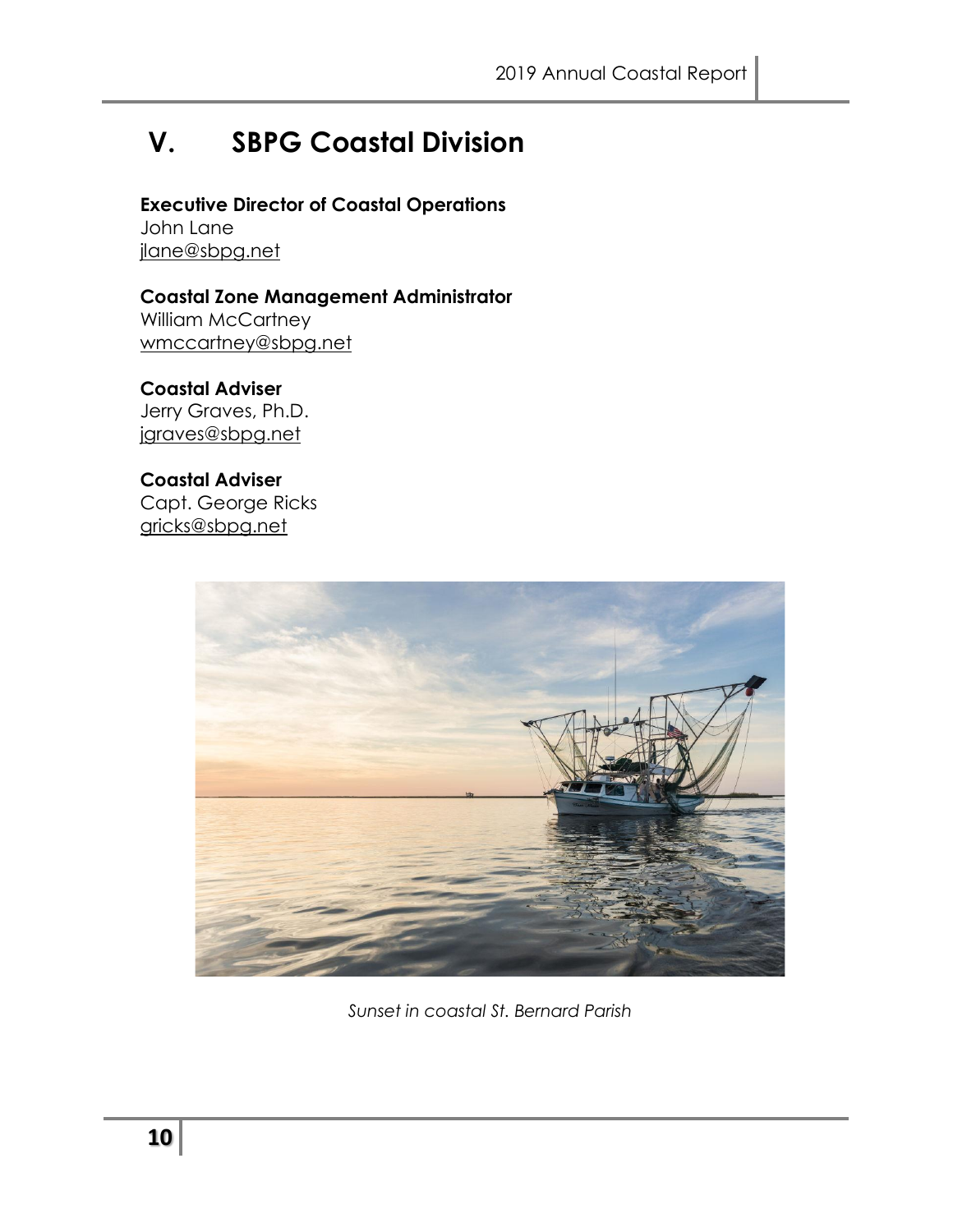# V. SBPG Coastal Division

**Executive Director of Coastal Operations**
John Lane
jlane@sbpg.net

**Coastal Zone Management Administrator**
William McCartney
wmccartney@sbpg.net

**Coastal Adviser**
Jerry Graves, Ph.D.
jgraves@sbpg.net

**Coastal Adviser**
Capt. George Ricks
gricks@sbpg.net

*Sunset in coastal St. Bernard Parish*